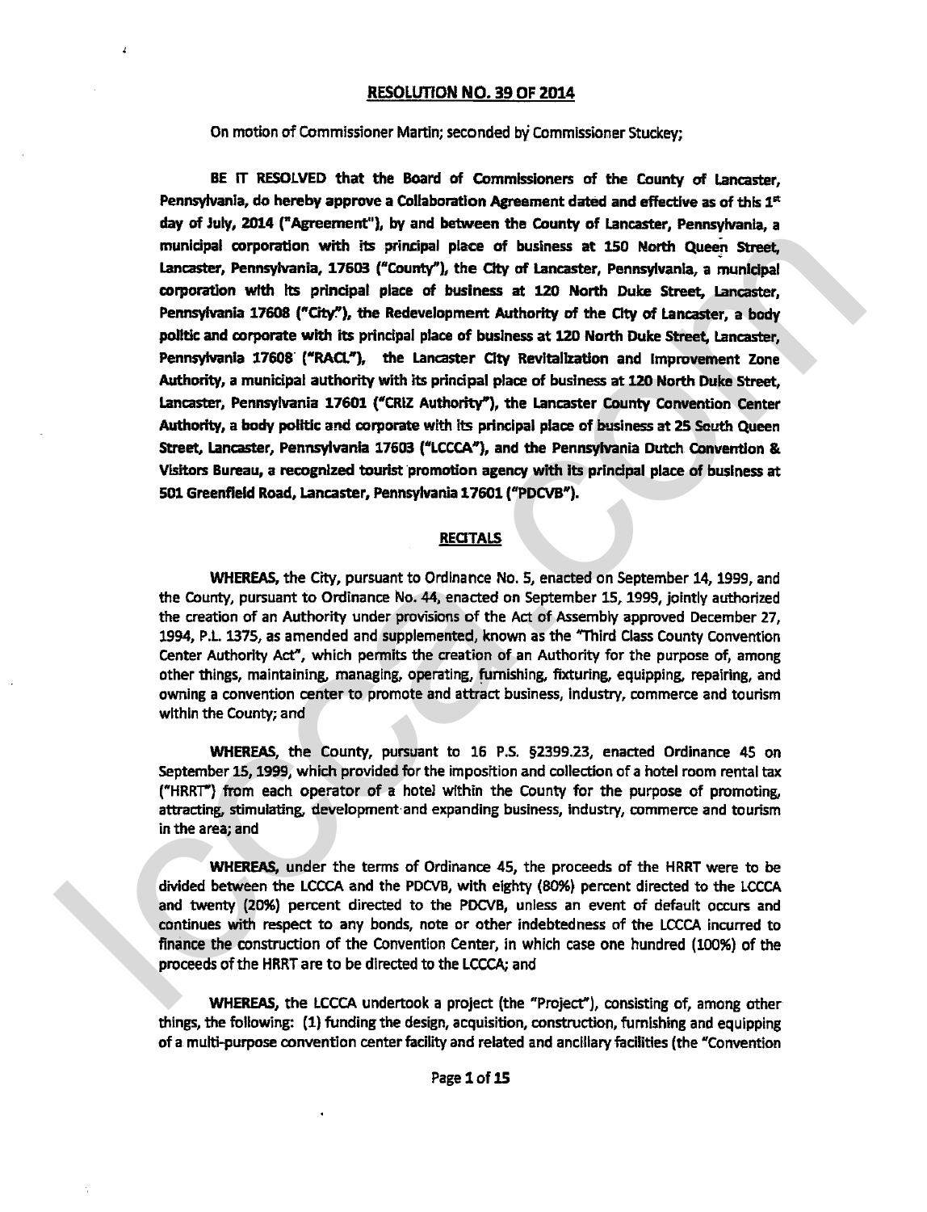## RESOLUTION NO. 39 OF 2014

On motion of Commissioner Martin; seconded by Commissioner Stuckey;

**BE IT RESOLVED that the Board of Commissioners of the County of Lancaster, Pennsylvania, do hereby approve a Collaboration Agreement dated and effective as of this 1st day of July, 2014 ("Agreement"), by and between the County of Lancaster, Pennsylvania, a municipal corporation with its principal place of business at 150 North Queen Street, Lancaster, Pennsylvania, 17603 ("County"), the City of Lancaster, Pennsylvania, a municipal corporation with its principal place of business at 120 North Duke Street, Lancaster, Pennsylvania 17608 ("City"), the Redevelopment Authority of the City of Lancaster, a body politic and corporate with its principal place of business at 120 North Duke Street, Lancaster, Pennsylvania 17608 ("RACL"), the Lancaster City Revitalization and Improvement Zone Authority, a municipal authority with its principal place of business at 120 North Duke Street, Lancaster, Pennsylvania 17601 ("CRIZ Authority"), the Lancaster County Convention Center Authority, a body politic and corporate with its principal place of business at 25 South Queen Street, Lancaster, Pennsylvania 17603 ("LCCCA"), and the Pennsylvania Dutch Convention & Visitors Bureau, a recognized tourist promotion agency with its principal place of business at 501 Greenfield Road, Lancaster, Pennsylvania 17601 ("PDCVB").**

### RECITALS

**WHEREAS,** the City, pursuant to Ordinance No. 5, enacted on September 14, 1999, and the County, pursuant to Ordinance No. 44, enacted on September 15, 1999, jointly authorized the creation of an Authority under provisions of the Act of Assembly approved December 27, 1994, P.L. 1375, as amended and supplemented, known as the "Third Class County Convention Center Authority Act", which permits the creation of an Authority for the purpose of, among other things, maintaining, managing, operating, furnishing, fixturing, equipping, repairing, and owning a convention center to promote and attract business, industry, commerce and tourism within the County; and

**WHEREAS,** the County, pursuant to 16 P.S. §2399.23, enacted Ordinance 45 on September 15, 1999, which provided for the imposition and collection of a hotel room rental tax ("HRRT") from each operator of a hotel within the County for the purpose of promoting, attracting, stimulating, development and expanding business, industry, commerce and tourism in the area; and

**WHEREAS,** under the terms of Ordinance 45, the proceeds of the HRRT were to be divided between the LCCCA and the PDCVB, with eighty (80%) percent directed to the LCCCA and twenty (20%) percent directed to the PDCVB, unless an event of default occurs and continues with respect to any bonds, note or other indebtedness of the LCCCA incurred to finance the construction of the Convention Center, in which case one hundred (100%) of the proceeds of the HRRT are to be directed to the LCCCA; and

**WHEREAS,** the LCCCA undertook a project (the "Project"), consisting of, among other things, the following: (1) funding the design, acquisition, construction, furnishing and equipping of a multi-purpose convention center facility and related and ancillary facilities (the "Convention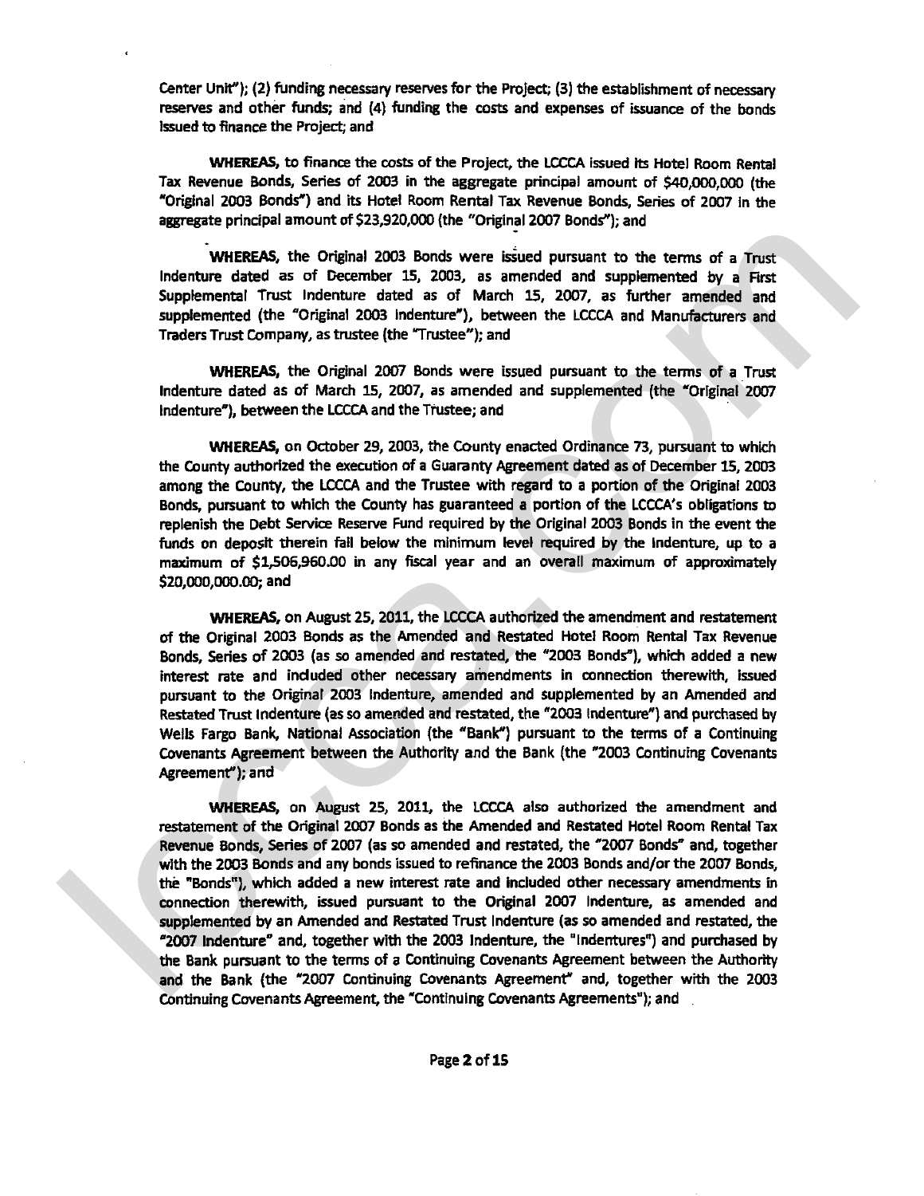Center Unit"); (2) funding necessary reserves for the Project; (3) the establishment of necessary reserves and other funds; and (4) funding the costs and expenses of issuance of the bonds issued to finance the Project; and

**WHEREAS,** to finance the costs of the Project, the LCCCA issued its Hotel Room Rental Tax Revenue Bonds, Series of 2003 in the aggregate principal amount of $40,000,000 (the "Original 2003 Bonds") and its Hotel Room Rental Tax Revenue Bonds, Series of 2007 in the aggregate principal amount of $23,920,000 (the "Original 2007 Bonds"); and

**WHEREAS,** the Original 2003 Bonds were issued pursuant to the terms of a Trust Indenture dated as of December 15, 2003, as amended and supplemented by a First Supplemental Trust Indenture dated as of March 15, 2007, as further amended and supplemented (the "Original 2003 Indenture"), between the LCCCA and Manufacturers and Traders Trust Company, as trustee (the "Trustee"); and

**WHEREAS,** the Original 2007 Bonds were issued pursuant to the terms of a Trust Indenture dated as of March 15, 2007, as amended and supplemented (the "Original 2007 Indenture"), between the LCCCA and the Trustee; and

**WHEREAS,** on October 29, 2003, the County enacted Ordinance 73, pursuant to which the County authorized the execution of a Guaranty Agreement dated as of December 15, 2003 among the County, the LCCCA and the Trustee with regard to a portion of the Original 2003 Bonds, pursuant to which the County has guaranteed a portion of the LCCCA's obligations to replenish the Debt Service Reserve Fund required by the Original 2003 Bonds in the event the funds on deposit therein fall below the minimum level required by the Indenture, up to a maximum of $1,506,960.00 in any fiscal year and an overall maximum of approximately $20,000,000.00; and

**WHEREAS,** on August 25, 2011, the LCCCA authorized the amendment and restatement of the Original 2003 Bonds as the Amended and Restated Hotel Room Rental Tax Revenue Bonds, Series of 2003 (as so amended and restated, the "2003 Bonds"), which added a new interest rate and included other necessary amendments in connection therewith, issued pursuant to the Original 2003 Indenture, amended and supplemented by an Amended and Restated Trust Indenture (as so amended and restated, the "2003 Indenture") and purchased by Wells Fargo Bank, National Association (the "Bank") pursuant to the terms of a Continuing Covenants Agreement between the Authority and the Bank (the "2003 Continuing Covenants Agreement"); and

**WHEREAS,** on August 25, 2011, the LCCCA also authorized the amendment and restatement of the Original 2007 Bonds as the Amended and Restated Hotel Room Rental Tax Revenue Bonds, Series of 2007 (as so amended and restated, the "2007 Bonds" and, together with the 2003 Bonds and any bonds issued to refinance the 2003 Bonds and/or the 2007 Bonds, the "Bonds"), which added a new interest rate and included other necessary amendments in connection therewith, issued pursuant to the Original 2007 Indenture, as amended and supplemented by an Amended and Restated Trust Indenture (as so amended and restated, the "2007 Indenture" and, together with the 2003 Indenture, the "Indentures") and purchased by the Bank pursuant to the terms of a Continuing Covenants Agreement between the Authority and the Bank (the "2007 Continuing Covenants Agreement" and, together with the 2003 Continuing Covenants Agreement, the "Continuing Covenants Agreements"); and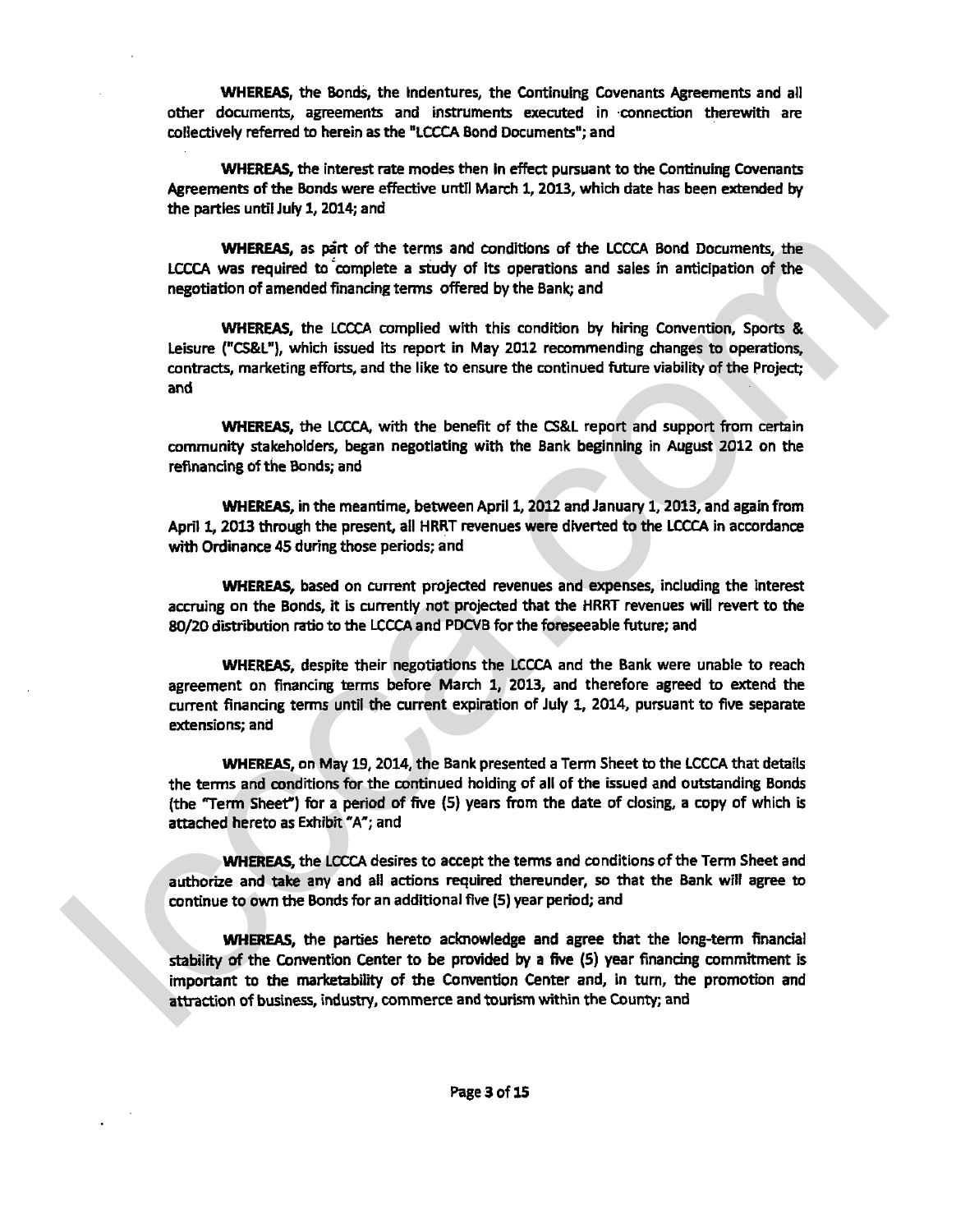**WHEREAS,** the Bonds, the Indentures, the Continuing Covenants Agreements and all other documents, agreements and instruments executed in connection therewith are collectively referred to herein as the "LCCCA Bond Documents"; and

**WHEREAS,** the interest rate modes then in effect pursuant to the Continuing Covenants Agreements of the Bonds were effective until March 1, 2013, which date has been extended by the parties until July 1, 2014; and

**WHEREAS,** as part of the terms and conditions of the LCCCA Bond Documents, the LCCCA was required to complete a study of its operations and sales in anticipation of the negotiation of amended financing terms offered by the Bank; and

**WHEREAS,** the LCCCA complied with this condition by hiring Convention, Sports & Leisure ("CS&L"), which issued its report in May 2012 recommending changes to operations, contracts, marketing efforts, and the like to ensure the continued future viability of the Project; and

**WHEREAS,** the LCCCA, with the benefit of the CS&L report and support from certain community stakeholders, began negotiating with the Bank beginning in August 2012 on the refinancing of the Bonds; and

**WHEREAS,** in the meantime, between April 1, 2012 and January 1, 2013, and again from April 1, 2013 through the present, all HRRT revenues were diverted to the LCCCA in accordance with Ordinance 45 during those periods; and

**WHEREAS,** based on current projected revenues and expenses, including the interest accruing on the Bonds, it is currently not projected that the HRRT revenues will revert to the 80/20 distribution ratio to the LCCCA and PDCVB for the foreseeable future; and

**WHEREAS,** despite their negotiations the LCCCA and the Bank were unable to reach agreement on financing terms before March 1, 2013, and therefore agreed to extend the current financing terms until the current expiration of July 1, 2014, pursuant to five separate extensions; and

**WHEREAS,** on May 19, 2014, the Bank presented a Term Sheet to the LCCCA that details the terms and conditions for the continued holding of all of the issued and outstanding Bonds (the "Term Sheet") for a period of five (5) years from the date of closing, a copy of which is attached hereto as Exhibit "A"; and

**WHEREAS,** the LCCCA desires to accept the terms and conditions of the Term Sheet and authorize and take any and all actions required thereunder, so that the Bank will agree to continue to own the Bonds for an additional five (5) year period; and

**WHEREAS,** the parties hereto acknowledge and agree that the long-term financial stability of the Convention Center to be provided by a five (5) year financing commitment is important to the marketability of the Convention Center and, in turn, the promotion and attraction of business, industry, commerce and tourism within the County; and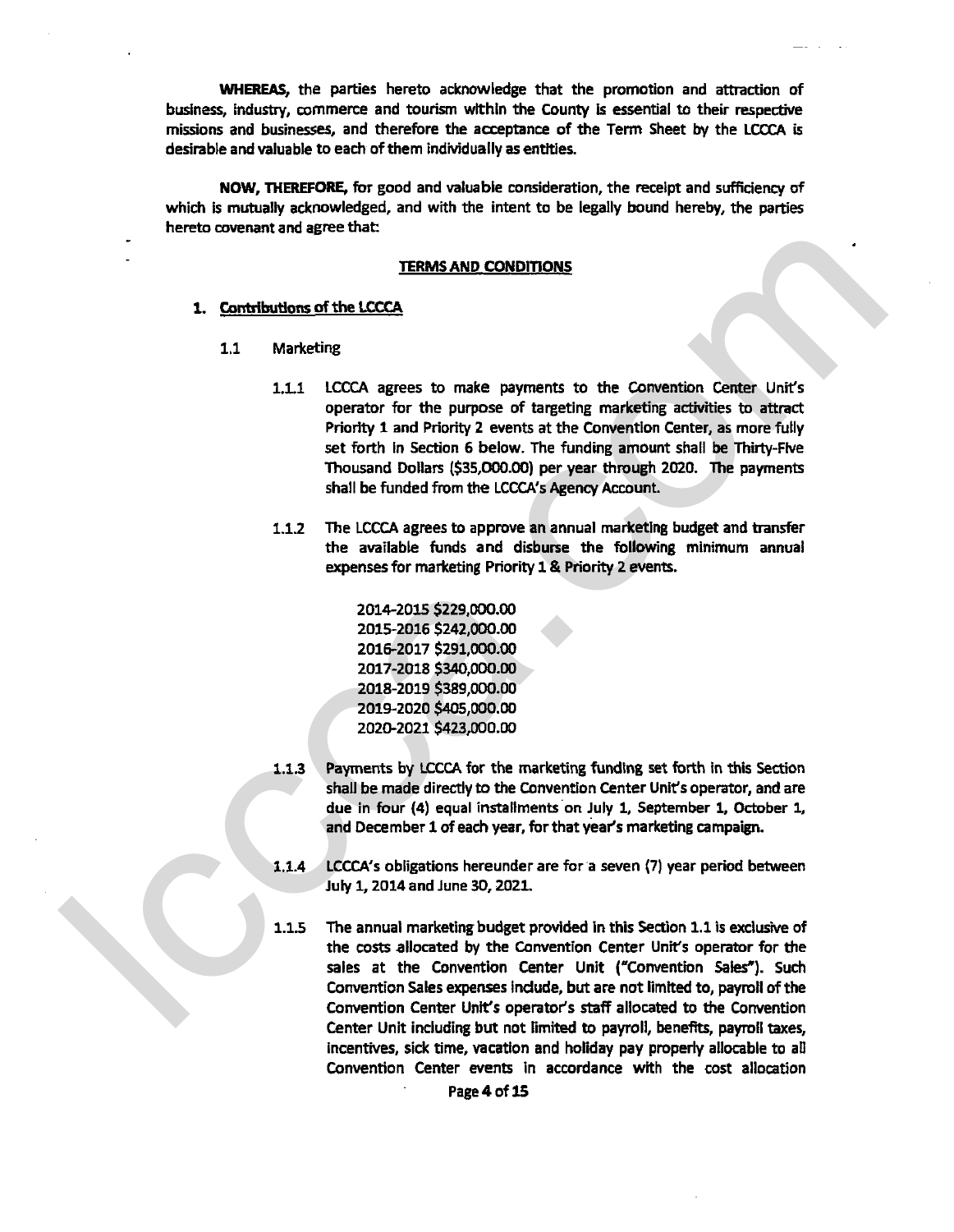**WHEREAS,** the parties hereto acknowledge that the promotion and attraction of business, industry, commerce and tourism within the County is essential to their respective missions and businesses, and therefore the acceptance of the Term Sheet by the LCCCA is desirable and valuable to each of them individually as entities.

**NOW, THEREFORE,** for good and valuable consideration, the receipt and sufficiency of which is mutually acknowledged, and with the intent to be legally bound hereby, the parties hereto covenant and agree that:

**TERMS AND CONDITIONS**

1. **Contributions of the LCCCA**

   1.1 Marketing

   1.1.1 LCCCA agrees to make payments to the Convention Center Unit's operator for the purpose of targeting marketing activities to attract Priority 1 and Priority 2 events at the Convention Center, as more fully set forth in Section 6 below. The funding amount shall be Thirty-Five Thousand Dollars ($35,000.00) per year through 2020. The payments shall be funded from the LCCCA's Agency Account.

   1.1.2 The LCCCA agrees to approve an annual marketing budget and transfer the available funds and disburse the following minimum annual expenses for marketing Priority 1 & Priority 2 events.

   2014-2015 $229,000.00
   2015-2016 $242,000.00
   2016-2017 $291,000.00
   2017-2018 $340,000.00
   2018-2019 $389,000.00
   2019-2020 $405,000.00
   2020-2021 $423,000.00

   1.1.3 Payments by LCCCA for the marketing funding set forth in this Section shall be made directly to the Convention Center Unit's operator, and are due in four (4) equal installments on July 1, September 1, October 1, and December 1 of each year, for that year's marketing campaign.

   1.1.4 LCCCA's obligations hereunder are for a seven (7) year period between July 1, 2014 and June 30, 2021.

   1.1.5 The annual marketing budget provided in this Section 1.1 is exclusive of the costs allocated by the Convention Center Unit's operator for the sales at the Convention Center Unit ("Convention Sales"). Such Convention Sales expenses include, but are not limited to, payroll of the Convention Center Unit's operator's staff allocated to the Convention Center Unit including but not limited to payroll, benefits, payroll taxes, incentives, sick time, vacation and holiday pay properly allocable to all Convention Center events in accordance with the cost allocation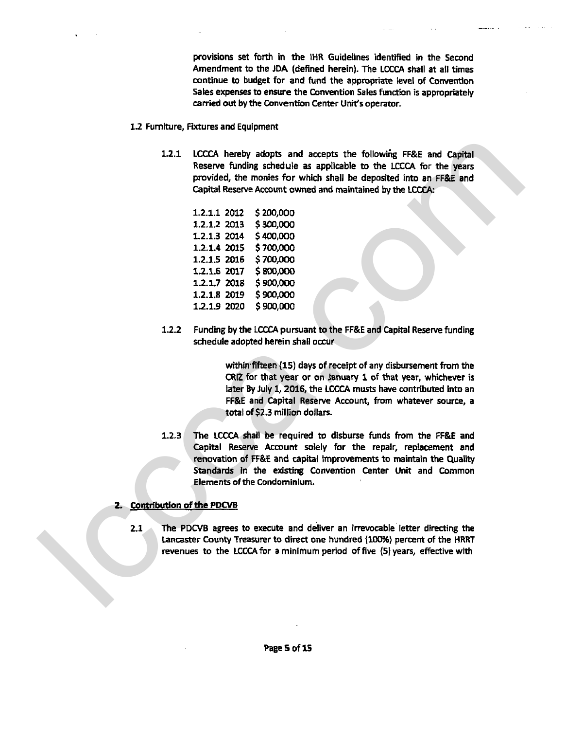provisions set forth in the IHR Guidelines identified in the Second Amendment to the JDA (defined herein). The LCCCA shall at all times continue to budget for and fund the appropriate level of Convention Sales expenses to ensure the Convention Sales function is appropriately carried out by the Convention Center Unit's operator.

1.2 Furniture, Fixtures and Equipment

1.2.1 LCCCA hereby adopts and accepts the following FF&E and Capital Reserve funding schedule as applicable to the LCCCA for the years provided, the monies for which shall be deposited into an FF&E and Capital Reserve Account owned and maintained by the LCCCA:

1.2.1.1 2012 $ 200,000
1.2.1.2 2013 $ 300,000
1.2.1.3 2014 $ 400,000
1.2.1.4 2015 $ 700,000
1.2.1.5 2016 $ 700,000
1.2.1.6 2017 $ 800,000
1.2.1.7 2018 $ 900,000
1.2.1.8 2019 $ 900,000
1.2.1.9 2020 $ 900,000

1.2.2 Funding by the LCCCA pursuant to the FF&E and Capital Reserve funding schedule adopted herein shall occur

within fifteen (15) days of receipt of any disbursement from the CRIZ for that year or on January 1 of that year, whichever is later By July 1, 2016, the LCCCA musts have contributed into an FF&E and Capital Reserve Account, from whatever source, a total of $2.3 million dollars.

1.2.3 The LCCCA shall be required to disburse funds from the FF&E and Capital Reserve Account solely for the repair, replacement and renovation of FF&E and capital improvements to maintain the Quality Standards in the existing Convention Center Unit and Common Elements of the Condominium.

**2. Contribution of the PDCVB**

2.1 The PDCVB agrees to execute and deliver an irrevocable letter directing the Lancaster County Treasurer to direct one hundred (100%) percent of the HRRT revenues to the LCCCA for a minimum period of five (5) years, effective with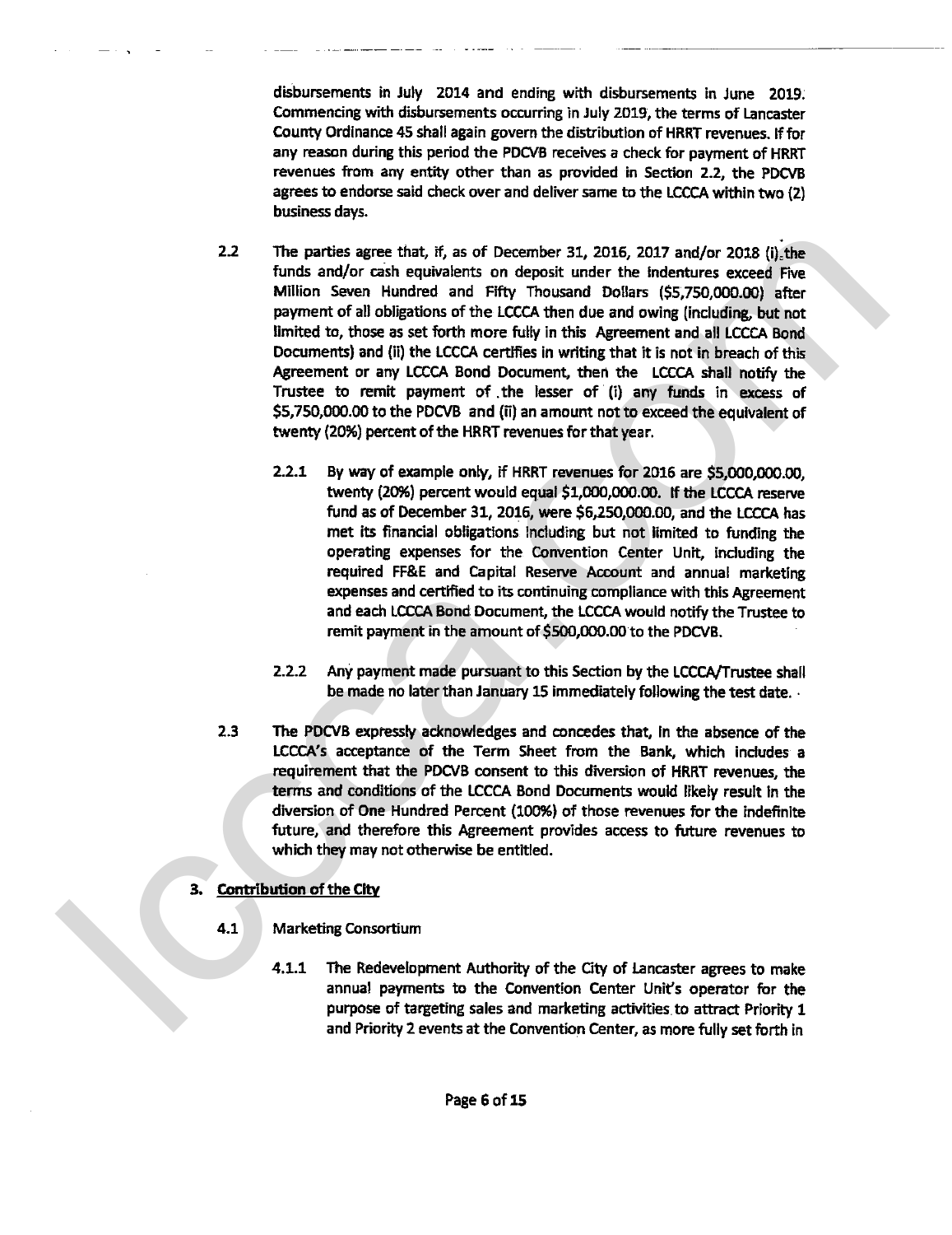disbursements in July 2014 and ending with disbursements in June 2019. Commencing with disbursements occurring in July 2019, the terms of Lancaster County Ordinance 45 shall again govern the distribution of HRRT revenues. If for any reason during this period the PDCVB receives a check for payment of HRRT revenues from any entity other than as provided in Section 2.2, the PDCVB agrees to endorse said check over and deliver same to the LCCCA within two (2) business days.

2.2 The parties agree that, if, as of December 31, 2016, 2017 and/or 2018 (i) the funds and/or cash equivalents on deposit under the Indentures exceed Five Million Seven Hundred and Fifty Thousand Dollars ($5,750,000.00) after payment of all obligations of the LCCCA then due and owing (including, but not limited to, those as set forth more fully in this Agreement and all LCCCA Bond Documents) and (ii) the LCCCA certifies in writing that it is not in breach of this Agreement or any LCCCA Bond Document, then the LCCCA shall notify the Trustee to remit payment of the lesser of (i) any funds in excess of $5,750,000.00 to the PDCVB and (ii) an amount not to exceed the equivalent of twenty (20%) percent of the HRRT revenues for that year.

2.2.1 By way of example only, if HRRT revenues for 2016 are $5,000,000.00, twenty (20%) percent would equal $1,000,000.00. If the LCCCA reserve fund as of December 31, 2016, were $6,250,000.00, and the LCCCA has met its financial obligations including but not limited to funding the operating expenses for the Convention Center Unit, including the required FF&E and Capital Reserve Account and annual marketing expenses and certified to its continuing compliance with this Agreement and each LCCCA Bond Document, the LCCCA would notify the Trustee to remit payment in the amount of $500,000.00 to the PDCVB.

2.2.2 Any payment made pursuant to this Section by the LCCCA/Trustee shall be made no later than January 15 immediately following the test date.

2.3 The PDCVB expressly acknowledges and concedes that, in the absence of the LCCCA's acceptance of the Term Sheet from the Bank, which includes a requirement that the PDCVB consent to this diversion of HRRT revenues, the terms and conditions of the LCCCA Bond Documents would likely result in the diversion of One Hundred Percent (100%) of those revenues for the indefinite future, and therefore this Agreement provides access to future revenues to which they may not otherwise be entitled.

3. <u>Contribution of the City</u>

4.1 Marketing Consortium

4.1.1 The Redevelopment Authority of the City of Lancaster agrees to make annual payments to the Convention Center Unit's operator for the purpose of targeting sales and marketing activities to attract Priority 1 and Priority 2 events at the Convention Center, as more fully set forth in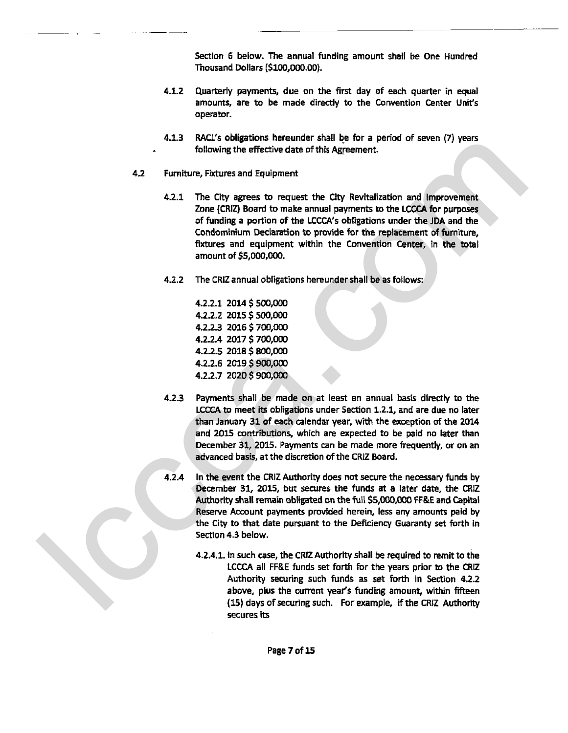Section 6 below. The annual funding amount shall be One Hundred Thousand Dollars ($100,000.00).

4.1.2 Quarterly payments, due on the first day of each quarter in equal amounts, are to be made directly to the Convention Center Unit's operator.

4.1.3 RACL's obligations hereunder shall be for a period of seven (7) years following the effective date of this Agreement.

4.2 Furniture, Fixtures and Equipment

4.2.1 The City agrees to request the City Revitalization and Improvement Zone (CRIZ) Board to make annual payments to the LCCCA for purposes of funding a portion of the LCCCA's obligations under the JDA and the Condominium Declaration to provide for the replacement of furniture, fixtures and equipment within the Convention Center, in the total amount of $5,000,000.

4.2.2 The CRIZ annual obligations hereunder shall be as follows:

4.2.2.1 2014 $ 500,000
4.2.2.2 2015 $ 500,000
4.2.2.3 2016 $ 700,000
4.2.2.4 2017 $ 700,000
4.2.2.5 2018 $ 800,000
4.2.2.6 2019 $ 900,000
4.2.2.7 2020 $ 900,000

4.2.3 Payments shall be made on at least an annual basis directly to the LCCCA to meet its obligations under Section 1.2.1, and are due no later than January 31 of each calendar year, with the exception of the 2014 and 2015 contributions, which are expected to be paid no later than December 31, 2015. Payments can be made more frequently, or on an advanced basis, at the discretion of the CRIZ Board.

4.2.4 In the event the CRIZ Authority does not secure the necessary funds by December 31, 2015, but secures the funds at a later date, the CRIZ Authority shall remain obligated on the full $5,000,000 FF&E and Capital Reserve Account payments provided herein, less any amounts paid by the City to that date pursuant to the Deficiency Guaranty set forth in Section 4.3 below.

4.2.4.1. In such case, the CRIZ Authority shall be required to remit to the LCCCA all FF&E funds set forth for the years prior to the CRIZ Authority securing such funds as set forth in Section 4.2.2 above, plus the current year's funding amount, within fifteen (15) days of securing such. For example, if the CRIZ Authority secures its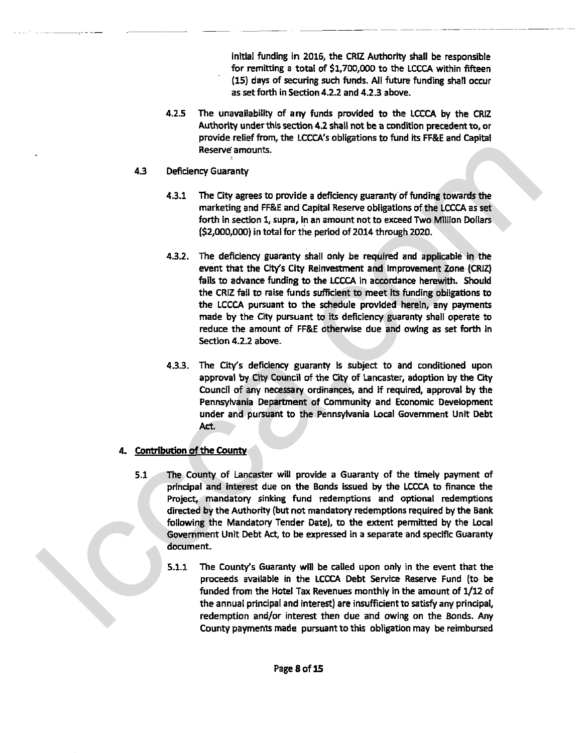initial funding in 2016, the CRIZ Authority shall be responsible for remitting a total of $1,700,000 to the LCCCA within fifteen (15) days of securing such funds. All future funding shall occur as set forth in Section 4.2.2 and 4.2.3 above.

4.2.5 The unavailability of any funds provided to the LCCCA by the CRIZ Authority under this section 4.2 shall not be a condition precedent to, or provide relief from, the LCCCA's obligations to fund its FF&E and Capital Reserve amounts.

4.3 Deficiency Guaranty

4.3.1 The City agrees to provide a deficiency guaranty of funding towards the marketing and FF&E and Capital Reserve obligations of the LCCCA as set forth in section 1, supra, in an amount not to exceed Two Million Dollars ($2,000,000) in total for the period of 2014 through 2020.

4.3.2. The deficiency guaranty shall only be required and applicable in the event that the City's City Reinvestment and Improvement Zone (CRIZ) fails to advance funding to the LCCCA in accordance herewith. Should the CRIZ fail to raise funds sufficient to meet its funding obligations to the LCCCA pursuant to the schedule provided herein, any payments made by the City pursuant to its deficiency guaranty shall operate to reduce the amount of FF&E otherwise due and owing as set forth in Section 4.2.2 above.

4.3.3. The City's deficiency guaranty is subject to and conditioned upon approval by City Council of the City of Lancaster, adoption by the City Council of any necessary ordinances, and if required, approval by the Pennsylvania Department of Community and Economic Development under and pursuant to the Pennsylvania Local Government Unit Debt Act.

4. **Contribution of the County**

5.1 The County of Lancaster will provide a Guaranty of the timely payment of principal and interest due on the Bonds issued by the LCCCA to finance the Project, mandatory sinking fund redemptions and optional redemptions directed by the Authority (but not mandatory redemptions required by the Bank following the Mandatory Tender Date), to the extent permitted by the Local Government Unit Debt Act, to be expressed in a separate and specific Guaranty document.

5.1.1 The County's Guaranty will be called upon only in the event that the proceeds available in the LCCCA Debt Service Reserve Fund (to be funded from the Hotel Tax Revenues monthly in the amount of 1/12 of the annual principal and interest) are insufficient to satisfy any principal, redemption and/or interest then due and owing on the Bonds. Any County payments made pursuant to this obligation may be reimbursed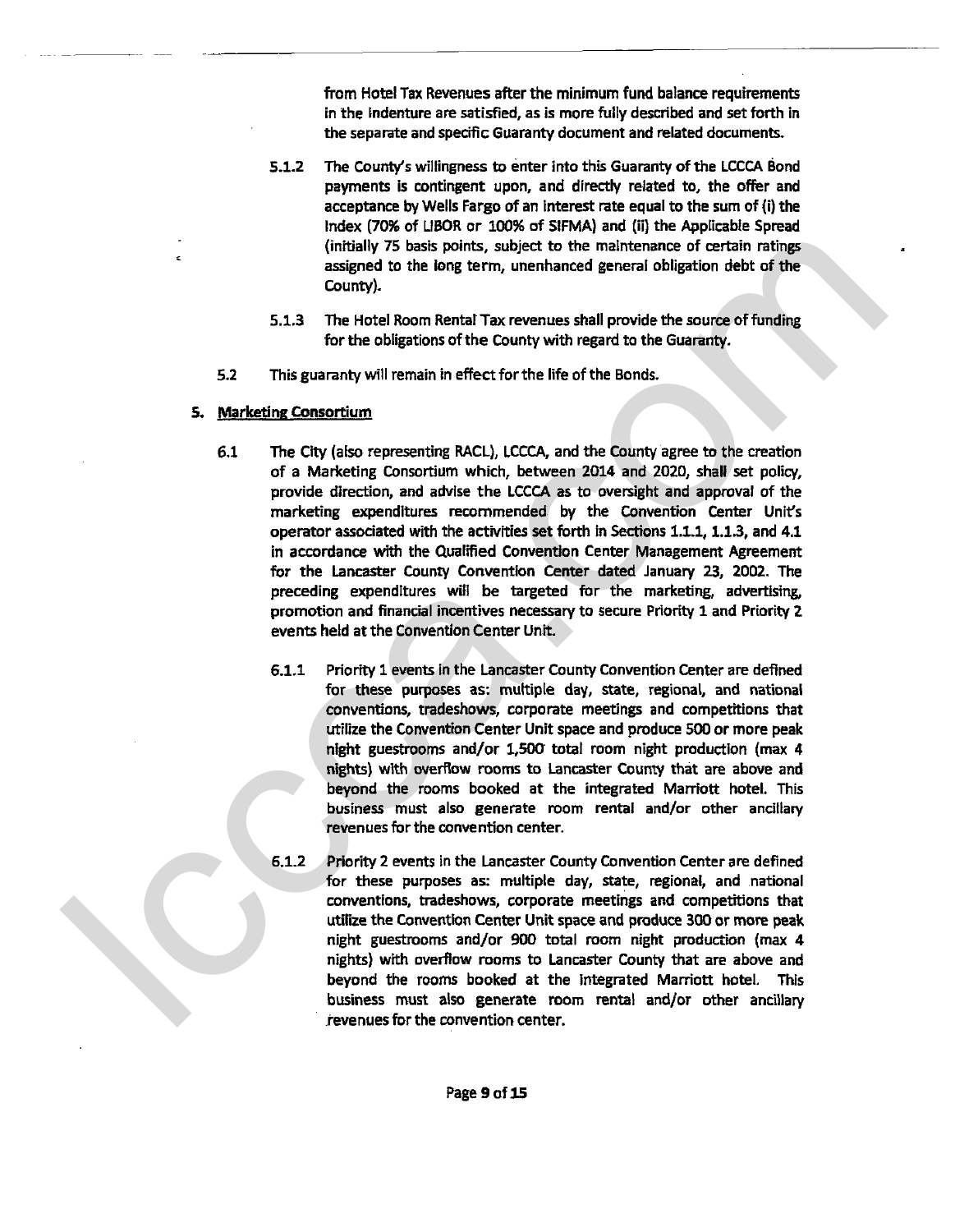from Hotel Tax Revenues after the minimum fund balance requirements in the indenture are satisfied, as is more fully described and set forth in the separate and specific Guaranty document and related documents.

5.1.2 The County's willingness to enter into this Guaranty of the LCCCA Bond payments is contingent upon, and directly related to, the offer and acceptance by Wells Fargo of an interest rate equal to the sum of (i) the Index (70% of LIBOR or 100% of SIFMA) and (ii) the Applicable Spread (initially 75 basis points, subject to the maintenance of certain ratings assigned to the long term, unenhanced general obligation debt of the County).

5.1.3 The Hotel Room Rental Tax revenues shall provide the source of funding for the obligations of the County with regard to the Guaranty.

5.2 This guaranty will remain in effect for the life of the Bonds.

**5. Marketing Consortium**

6.1 The City (also representing RACL), LCCCA, and the County agree to the creation of a Marketing Consortium which, between 2014 and 2020, shall set policy, provide direction, and advise the LCCCA as to oversight and approval of the marketing expenditures recommended by the Convention Center Unit's operator associated with the activities set forth in Sections 1.1.1, 1.1.3, and 4.1 in accordance with the Qualified Convention Center Management Agreement for the Lancaster County Convention Center dated January 23, 2002. The preceding expenditures will be targeted for the marketing, advertising, promotion and financial incentives necessary to secure Priority 1 and Priority 2 events held at the Convention Center Unit.

6.1.1 Priority 1 events in the Lancaster County Convention Center are defined for these purposes as: multiple day, state, regional, and national conventions, tradeshows, corporate meetings and competitions that utilize the Convention Center Unit space and produce 500 or more peak night guestrooms and/or 1,500 total room night production (max 4 nights) with overflow rooms to Lancaster County that are above and beyond the rooms booked at the integrated Marriott hotel. This business must also generate room rental and/or other ancillary revenues for the convention center.

6.1.2 Priority 2 events in the Lancaster County Convention Center are defined for these purposes as: multiple day, state, regional, and national conventions, tradeshows, corporate meetings and competitions that utilize the Convention Center Unit space and produce 300 or more peak night guestrooms and/or 900 total room night production (max 4 nights) with overflow rooms to Lancaster County that are above and beyond the rooms booked at the integrated Marriott hotel. This business must also generate room rental and/or other ancillary revenues for the convention center.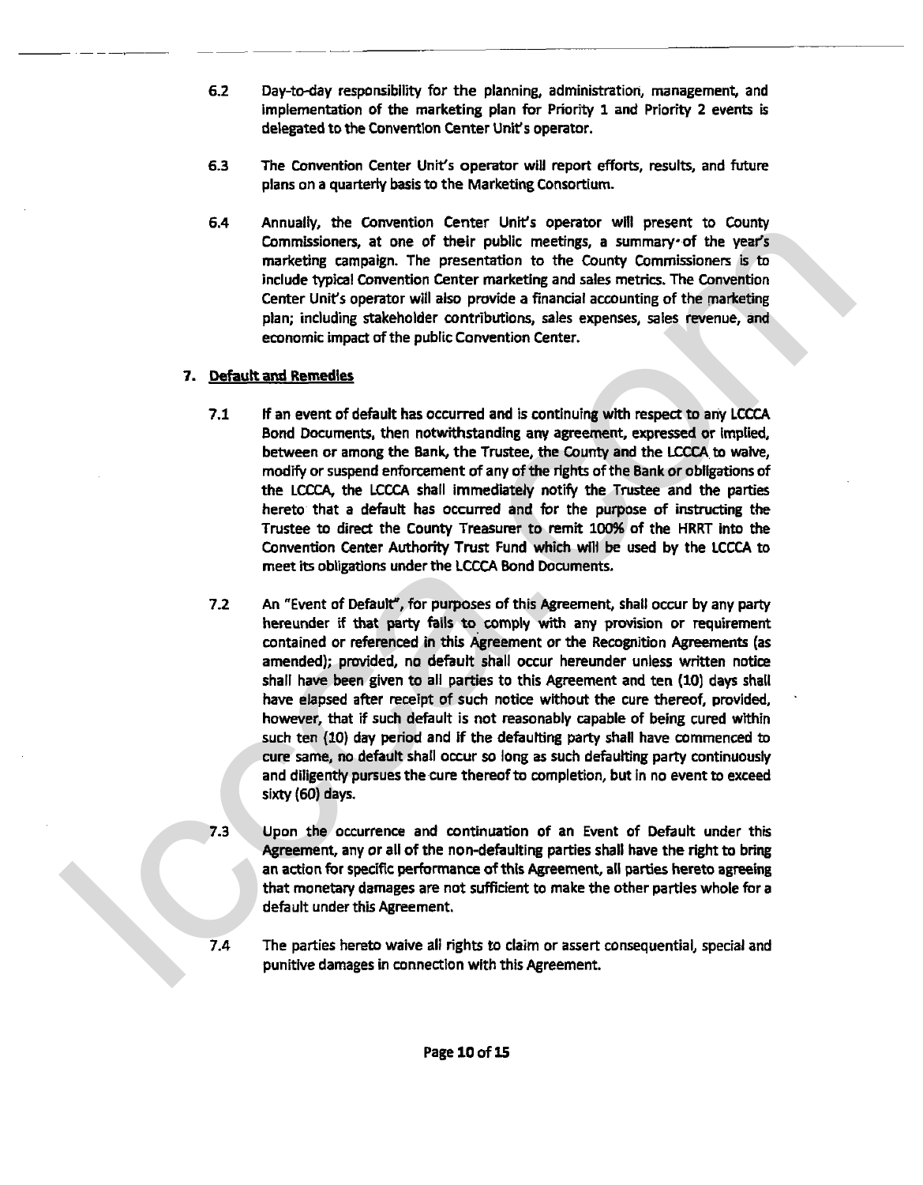6.2 Day-to-day responsibility for the planning, administration, management, and implementation of the marketing plan for Priority 1 and Priority 2 events is delegated to the Convention Center Unit's operator.

6.3 The Convention Center Unit's operator will report efforts, results, and future plans on a quarterly basis to the Marketing Consortium.

6.4 Annually, the Convention Center Unit's operator will present to County Commissioners, at one of their public meetings, a summary of the year's marketing campaign. The presentation to the County Commissioners is to include typical Convention Center marketing and sales metrics. The Convention Center Unit's operator will also provide a financial accounting of the marketing plan; including stakeholder contributions, sales expenses, sales revenue, and economic impact of the public Convention Center.

## 7. Default and Remedies

7.1 If an event of default has occurred and is continuing with respect to any LCCCA Bond Documents, then notwithstanding any agreement, expressed or implied, between or among the Bank, the Trustee, the County and the LCCCA to waive, modify or suspend enforcement of any of the rights of the Bank or obligations of the LCCCA, the LCCCA shall immediately notify the Trustee and the parties hereto that a default has occurred and for the purpose of instructing the Trustee to direct the County Treasurer to remit 100% of the HRRT into the Convention Center Authority Trust Fund which will be used by the LCCCA to meet its obligations under the LCCCA Bond Documents.

7.2 An "Event of Default", for purposes of this Agreement, shall occur by any party hereunder if that party fails to comply with any provision or requirement contained or referenced in this Agreement or the Recognition Agreements (as amended); provided, no default shall occur hereunder unless written notice shall have been given to all parties to this Agreement and ten (10) days shall have elapsed after receipt of such notice without the cure thereof, provided, however, that if such default is not reasonably capable of being cured within such ten (10) day period and if the defaulting party shall have commenced to cure same, no default shall occur so long as such defaulting party continuously and diligently pursues the cure thereof to completion, but in no event to exceed sixty (60) days.

7.3 Upon the occurrence and continuation of an Event of Default under this Agreement, any or all of the non-defaulting parties shall have the right to bring an action for specific performance of this Agreement, all parties hereto agreeing that monetary damages are not sufficient to make the other parties whole for a default under this Agreement.

7.4 The parties hereto waive all rights to claim or assert consequential, special and punitive damages in connection with this Agreement.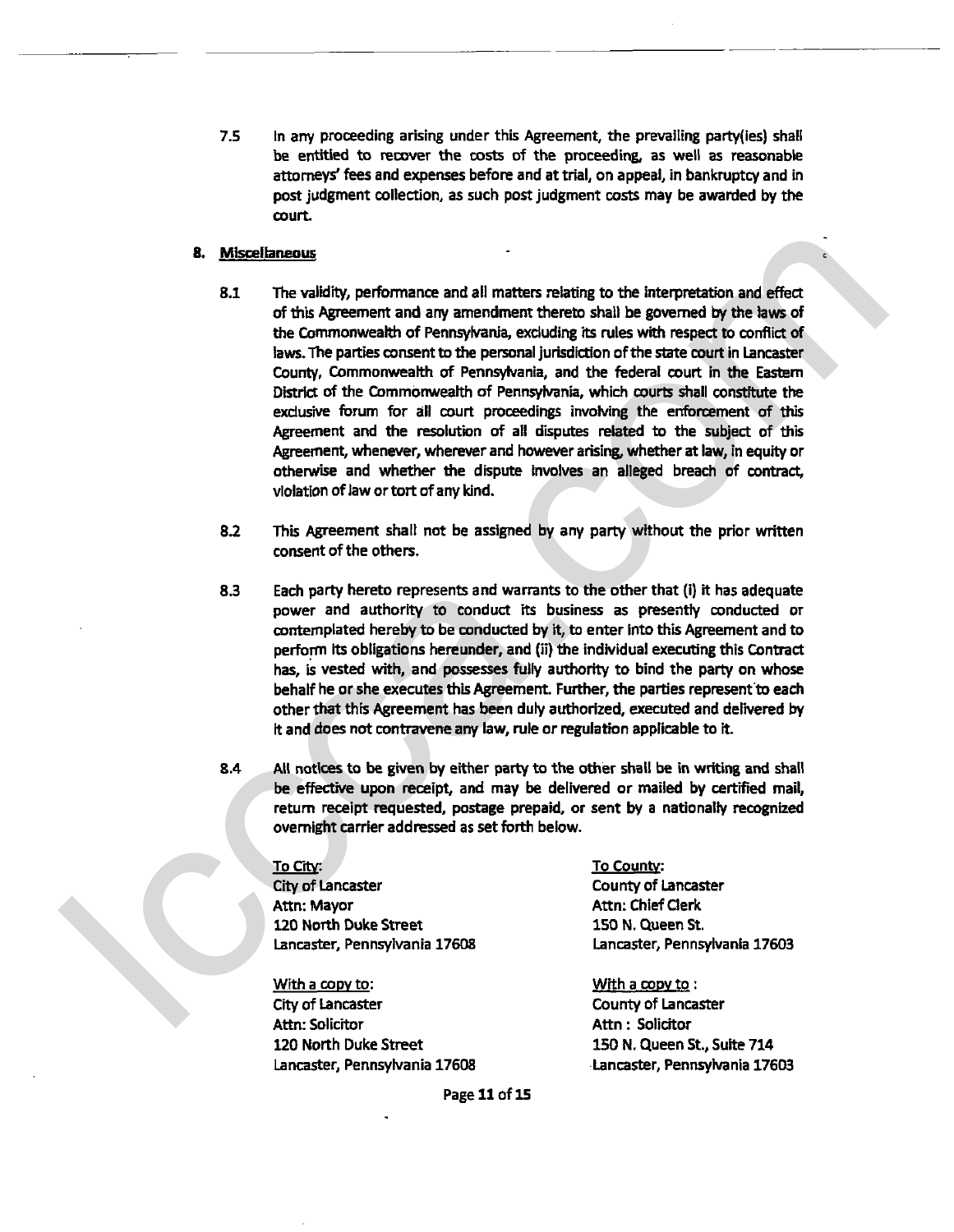7.5 In any proceeding arising under this Agreement, the prevailing party(ies) shall be entitled to recover the costs of the proceeding, as well as reasonable attorneys' fees and expenses before and at trial, on appeal, in bankruptcy and in post judgment collection, as such post judgment costs may be awarded by the court.

**8. Miscellaneous**

8.1 The validity, performance and all matters relating to the interpretation and effect of this Agreement and any amendment thereto shall be governed by the laws of the Commonwealth of Pennsylvania, excluding its rules with respect to conflict of laws. The parties consent to the personal jurisdiction of the state court in Lancaster County, Commonwealth of Pennsylvania, and the federal court in the Eastern District of the Commonwealth of Pennsylvania, which courts shall constitute the exclusive forum for all court proceedings involving the enforcement of this Agreement and the resolution of all disputes related to the subject of this Agreement, whenever, wherever and however arising, whether at law, in equity or otherwise and whether the dispute involves an alleged breach of contract, violation of law or tort of any kind.

8.2 This Agreement shall not be assigned by any party without the prior written consent of the others.

8.3 Each party hereto represents and warrants to the other that (i) it has adequate power and authority to conduct its business as presently conducted or contemplated hereby to be conducted by it, to enter into this Agreement and to perform its obligations hereunder, and (ii) the individual executing this Contract has, is vested with, and possesses fully authority to bind the party on whose behalf he or she executes this Agreement. Further, the parties represent to each other that this Agreement has been duly authorized, executed and delivered by it and does not contravene any law, rule or regulation applicable to it.

8.4 All notices to be given by either party to the other shall be in writing and shall be effective upon receipt, and may be delivered or mailed by certified mail, return receipt requested, postage prepaid, or sent by a nationally recognized overnight carrier addressed as set forth below.

To City:
City of Lancaster
Attn: Mayor
120 North Duke Street
Lancaster, Pennsylvania 17608

With a copy to:
City of Lancaster
Attn: Solicitor
120 North Duke Street
Lancaster, Pennsylvania 17608

To County:
County of Lancaster
Attn: Chief Clerk
150 N. Queen St.
Lancaster, Pennsylvania 17603

With a copy to :
County of Lancaster
Attn : Solicitor
150 N. Queen St., Suite 714
Lancaster, Pennsylvania 17603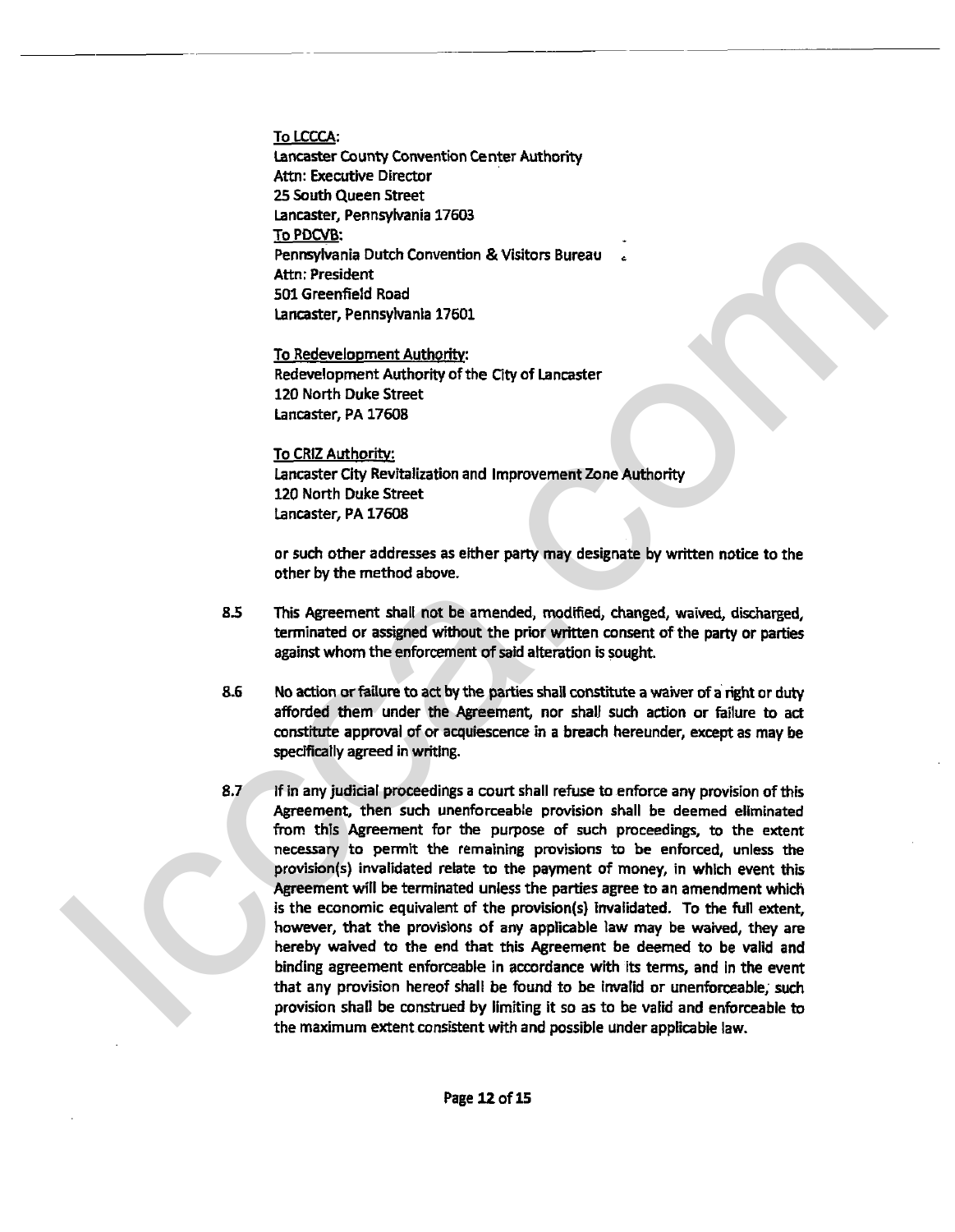To LCCCA:
Lancaster County Convention Center Authority
Attn: Executive Director
25 South Queen Street
Lancaster, Pennsylvania 17603
To PDCVB:
Pennsylvania Dutch Convention & Visitors Bureau
Attn: President
501 Greenfield Road
Lancaster, Pennsylvania 17601

To Redevelopment Authority:
Redevelopment Authority of the City of Lancaster
120 North Duke Street
Lancaster, PA 17608

To CRIZ Authority:
Lancaster City Revitalization and Improvement Zone Authority
120 North Duke Street
Lancaster, PA 17608

or such other addresses as either party may designate by written notice to the other by the method above.

8.5 This Agreement shall not be amended, modified, changed, waived, discharged, terminated or assigned without the prior written consent of the party or parties against whom the enforcement of said alteration is sought.

8.6 No action or failure to act by the parties shall constitute a waiver of a right or duty afforded them under the Agreement, nor shall such action or failure to act constitute approval of or acquiescence in a breach hereunder, except as may be specifically agreed in writing.

8.7 If in any judicial proceedings a court shall refuse to enforce any provision of this Agreement, then such unenforceable provision shall be deemed eliminated from this Agreement for the purpose of such proceedings, to the extent necessary to permit the remaining provisions to be enforced, unless the provision(s) invalidated relate to the payment of money, in which event this Agreement will be terminated unless the parties agree to an amendment which is the economic equivalent of the provision(s) invalidated. To the full extent, however, that the provisions of any applicable law may be waived, they are hereby waived to the end that this Agreement be deemed to be valid and binding agreement enforceable in accordance with its terms, and in the event that any provision hereof shall be found to be invalid or unenforceable, such provision shall be construed by limiting it so as to be valid and enforceable to the maximum extent consistent with and possible under applicable law.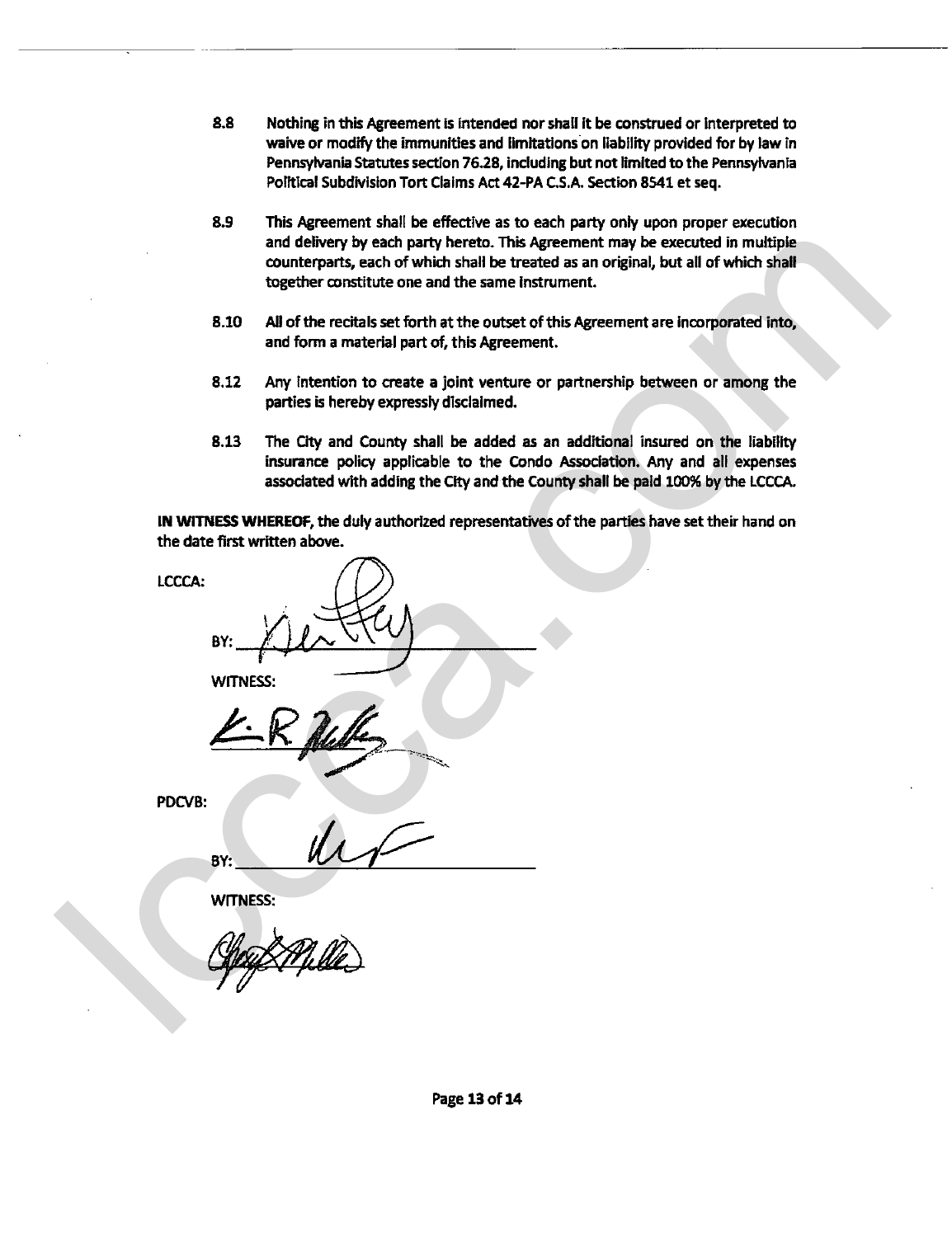8.8 Nothing in this Agreement is intended nor shall it be construed or interpreted to waive or modify the immunities and limitations on liability provided for by law in Pennsylvania Statutes section 76.28, including but not limited to the Pennsylvania Political Subdivision Tort Claims Act 42-PA C.S.A. Section 8541 et seq.

8.9 This Agreement shall be effective as to each party only upon proper execution and delivery by each party hereto. This Agreement may be executed in multiple counterparts, each of which shall be treated as an original, but all of which shall together constitute one and the same instrument.

8.10 All of the recitals set forth at the outset of this Agreement are incorporated into, and form a material part of, this Agreement.

8.12 Any intention to create a joint venture or partnership between or among the parties is hereby expressly disclaimed.

8.13 The City and County shall be added as an additional insured on the liability insurance policy applicable to the Condo Association. Any and all expenses associated with adding the City and the County shall be paid 100% by the LCCCA.

**IN WITNESS WHEREOF,** the duly authorized representatives of the parties have set their hand on the date first written above.

LCCCA:

BY: ______________________

WITNESS:

______________________

PDCVB:

BY: ______________________

WITNESS:

______________________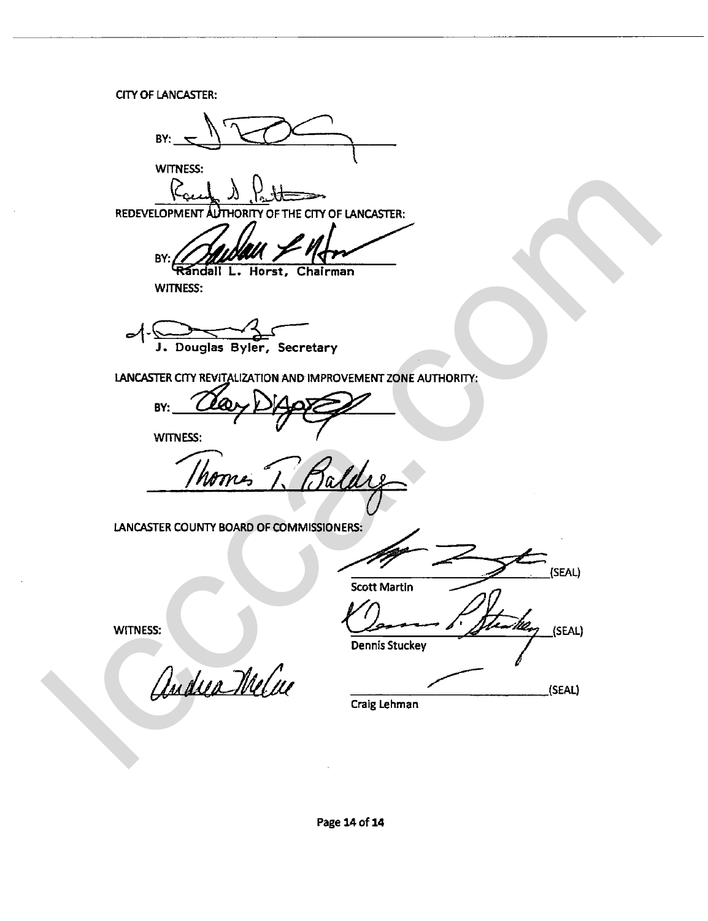CITY OF LANCASTER:

BY: ______________________

WITNESS:

______________________

REDEVELOPMENT AUTHORITY OF THE CITY OF LANCASTER:

BY: ______________________
Randall L. Horst, Chairman

WITNESS:

______________________
J. Douglas Byler, Secretary

LANCASTER CITY REVITALIZATION AND IMPROVEMENT ZONE AUTHORITY:

BY: ______________________

WITNESS:

______________________

LANCASTER COUNTY BOARD OF COMMISSIONERS:

______________________(SEAL)
Scott Martin

WITNESS: ______________________(SEAL)
Dennis Stuckey

______________________(SEAL)
Craig Lehman